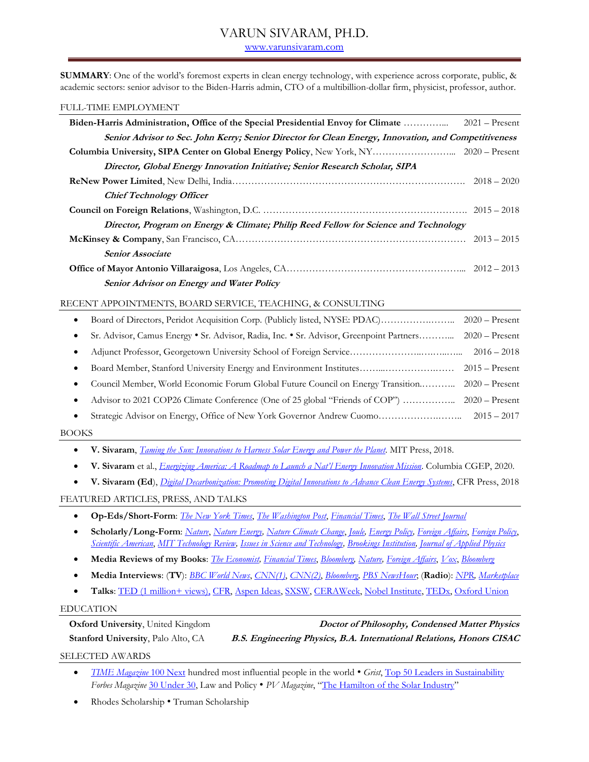# VARUN SIVARAM, PH.D.

www.varunsivaram.com

**SUMMARY**: One of the world's foremost experts in clean energy technology, with experience across corporate, public, & academic sectors: senior advisor to the Biden-Harris admin, CTO of a multibillion-dollar firm, physicist, professor, author.

## FULL-TIME EMPLOYMENT

**Biden-Harris Administration, Office of the Special Presidential Envoy for Climate** ………….. 2021 – Present

***Senior Advisor to Sec. John Kerry; Senior Director for Clean Energy, Innovation, and Competitiveness***

**Columbia University, SIPA Center on Global Energy Policy**, New York, NY……………………... 2020 – Present

***Director, Global Energy Innovation Initiative; Senior Research Scholar, SIPA***

**ReNew Power Limited**, New Delhi, India………………………………………………………………. 2018 – 2020

***Chief Technology Officer***

**Council on Foreign Relations**, Washington, D.C. ………………………………………………………. 2015 – 2018

***Director, Program on Energy & Climate; Philip Reed Fellow for Science and Technology***

**McKinsey & Company**, San Francisco, CA…………………………………………………………… 2013 – 2015

***Senior Associate***

**Office of Mayor Antonio Villaraigosa**, Los Angeles, CA……………………………………………... 2012 – 2013

***Senior Advisor on Energy and Water Policy***

## RECENT APPOINTMENTS, BOARD SERVICE, TEACHING, & CONSULTING

- Board of Directors, Peridot Acquisition Corp. (Publicly listed, NYSE: PDAC)……………….…….. 2020 – Present
- Sr. Advisor, Camus Energy • Sr. Advisor, Radia, Inc. • Sr. Advisor, Greenpoint Partners………... 2020 – Present
- Adjunct Professor, Georgetown University School of Foreign Service…………………..….…...…... 2016 – 2018
- Board Member, Stanford University Energy and Environment Institutes……..……………….…… 2015 – Present
- Council Member, World Economic Forum Global Future Council on Energy Transition.………... 2020 – Present
- Advisor to 2021 COP26 Climate Conference (One of 25 global "Friends of COP") …………….. 2020 – Present
- Strategic Advisor on Energy, Office of New York Governor Andrew Cuomo……………….…….. 2015 – 2017

## BOOKS

- **V. Sivaram**, *Taming the Sun: Innovations to Harness Solar Energy and Power the Planet*. MIT Press, 2018.
- **V. Sivaram** et al., *Energizing America: A Roadmap to Launch a Nat'l Energy Innovation Mission*. Columbia CGEP, 2020.
- **V. Sivaram (Ed)**, *Digital Decarbonization: Promoting Digital Innovations to Advance Clean Energy Systems*, CFR Press, 2018

## FEATURED ARTICLES, PRESS, AND TALKS

- **Op-Eds/Short-Form**: *The New York Times*, *The Washington Post*, *Financial Times*, *The Wall Street Journal*
- **Scholarly/Long-Form**: *Nature*, *Nature Energy*, *Nature Climate Change*, *Joule*, *Energy Policy*, *Foreign Affairs*, *Foreign Policy*, *Scientific American*, *MIT Technology Review*, *Issues in Science and Technology*, *Brookings Institution*, *Journal of Applied Physics*
- **Media Reviews of my Books**: *The Economist*, *Financial Times*, *Bloomberg*, *Nature*, *Foreign Affairs*, *Vox*, *Bloomberg*
- **Media Interviews**: (**TV**): *BBC World News*, *CNN(1)*, *CNN(2)*, *Bloomberg*, *PBS NewsHour*; (**Radio**): *NPR*, *Marketplace*
- **Talks**: TED (1 million+ views), CFR, Aspen Ideas, SXSW, CERAWeek, Nobel Institute, TEDx, Oxford Union

## EDUCATION

**Oxford University**, United Kingdom — ***Doctor of Philosophy, Condensed Matter Physics***

**Stanford University**, Palo Alto, CA — ***B.S. Engineering Physics, B.A. International Relations, Honors CISAC***

## SELECTED AWARDS

- *TIME Magazine* 100 Next hundred most influential people in the world • *Grist*, Top 50 Leaders in Sustainability *Forbes Magazine* 30 Under 30, Law and Policy • *PV Magazine*, "The Hamilton of the Solar Industry"
- Rhodes Scholarship • Truman Scholarship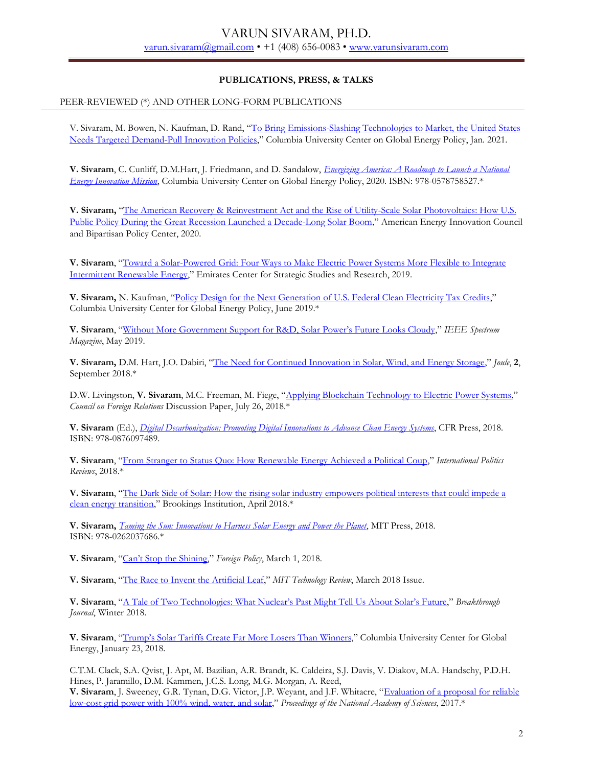# VARUN SIVARAM, PH.D.

varun.sivaram@gmail.com • +1 (408) 656-0083 • www.varunsivaram.com

## PUBLICATIONS, PRESS, & TALKS

### PEER-REVIEWED (*) AND OTHER LONG-FORM PUBLICATIONS

V. Sivaram, M. Bowen, N. Kaufman, D. Rand, "To Bring Emissions-Slashing Technologies to Market, the United States Needs Targeted Demand-Pull Innovation Policies," Columbia University Center on Global Energy Policy, Jan. 2021.

**V. Sivaram**, C. Cunliff, D.M.Hart, J. Friedmann, and D. Sandalow, *Energizing America: A Roadmap to Launch a National Energy Innovation Mission*, Columbia University Center on Global Energy Policy, 2020. ISBN: 978-0578758527.*

**V. Sivaram,** "The American Recovery & Reinvestment Act and the Rise of Utility-Scale Solar Photovoltaics: How U.S. Public Policy During the Great Recession Launched a Decade-Long Solar Boom," American Energy Innovation Council and Bipartisan Policy Center, 2020.

**V. Sivaram**, "Toward a Solar-Powered Grid: Four Ways to Make Electric Power Systems More Flexible to Integrate Intermittent Renewable Energy," Emirates Center for Strategic Studies and Research, 2019.

**V. Sivaram,** N. Kaufman, "Policy Design for the Next Generation of U.S. Federal Clean Electricity Tax Credits," Columbia University Center for Global Energy Policy, June 2019.*

**V. Sivaram**, "Without More Government Support for R&D, Solar Power's Future Looks Cloudy," *IEEE Spectrum Magazine*, May 2019.

**V. Sivaram,** D.M. Hart, J.O. Dabiri, "The Need for Continued Innovation in Solar, Wind, and Energy Storage," *Joule*, **2**, September 2018.*

D.W. Livingston, **V. Sivaram**, M.C. Freeman, M. Fiege, "Applying Blockchain Technology to Electric Power Systems," *Council on Foreign Relations* Discussion Paper, July 26, 2018.*

**V. Sivaram** (Ed.), *Digital Decarbonization: Promoting Digital Innovations to Advance Clean Energy Systems*, CFR Press, 2018. ISBN: 978-0876097489.

**V. Sivaram**, "From Stranger to Status Quo: How Renewable Energy Achieved a Political Coup," *International Politics Reviews*, 2018.*

**V. Sivaram**, "The Dark Side of Solar: How the rising solar industry empowers political interests that could impede a clean energy transition," Brookings Institution, April 2018.*

**V. Sivaram,** *Taming the Sun: Innovations to Harness Solar Energy and Power the Planet*, MIT Press, 2018. ISBN: 978-0262037686.*

**V. Sivaram**, "Can't Stop the Shining," *Foreign Policy*, March 1, 2018.

**V. Sivaram**, "The Race to Invent the Artificial Leaf," *MIT Technology Review*, March 2018 Issue.

**V. Sivaram**, "A Tale of Two Technologies: What Nuclear's Past Might Tell Us About Solar's Future," *Breakthrough Journal*, Winter 2018.

**V. Sivaram**, "Trump's Solar Tariffs Create Far More Losers Than Winners," Columbia University Center for Global Energy, January 23, 2018.

C.T.M. Clack, S.A. Qvist, J. Apt, M. Bazilian, A.R. Brandt, K. Caldeira, S.J. Davis, V. Diakov, M.A. Handschy, P.D.H. Hines, P. Jaramillo, D.M. Kammen, J.C.S. Long, M.G. Morgan, A. Reed, **V. Sivaram**, J. Sweeney, G.R. Tynan, D.G. Victor, J.P. Weyant, and J.F. Whitacre, "Evaluation of a proposal for reliable low-cost grid power with 100% wind, water, and solar," *Proceedings of the National Academy of Sciences*, 2017.*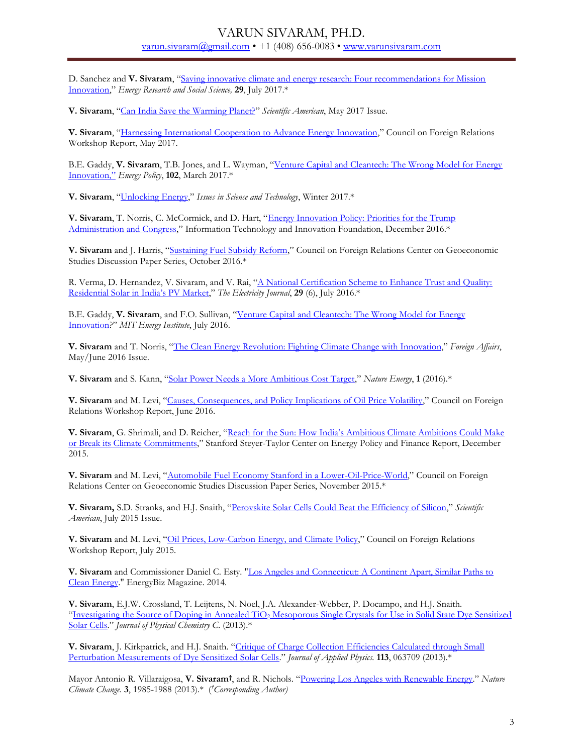D. Sanchez and **V. Sivaram**, "Saving innovative climate and energy research: Four recommendations for Mission Innovation," *Energy Research and Social Science,* **29**, July 2017.*

**V. Sivaram**, "Can India Save the Warming Planet?" *Scientific American*, May 2017 Issue.

**V. Sivaram**, "Harnessing International Cooperation to Advance Energy Innovation," Council on Foreign Relations Workshop Report, May 2017.

B.E. Gaddy, **V. Sivaram**, T.B. Jones, and L. Wayman, "Venture Capital and Cleantech: The Wrong Model for Energy Innovation," *Energy Policy*, **102**, March 2017.*

**V. Sivaram**, "Unlocking Energy," *Issues in Science and Technology*, Winter 2017.*

**V. Sivaram**, T. Norris, C. McCormick, and D. Hart, "Energy Innovation Policy: Priorities for the Trump Administration and Congress," Information Technology and Innovation Foundation, December 2016.*

**V. Sivaram** and J. Harris, "Sustaining Fuel Subsidy Reform," Council on Foreign Relations Center on Geoeconomic Studies Discussion Paper Series, October 2016.*

R. Verma, D. Hernandez, V. Sivaram, and V. Rai, "A National Certification Scheme to Enhance Trust and Quality: Residential Solar in India's PV Market," *The Electricity Journal*, **29** (6), July 2016.*

B.E. Gaddy, **V. Sivaram**, and F.O. Sullivan, "Venture Capital and Cleantech: The Wrong Model for Energy Innovation?" *MIT Energy Institute*, July 2016.

**V. Sivaram** and T. Norris, "The Clean Energy Revolution: Fighting Climate Change with Innovation," *Foreign Affairs*, May/June 2016 Issue.

**V. Sivaram** and S. Kann, "Solar Power Needs a More Ambitious Cost Target," *Nature Energy*, **1** (2016).*

**V. Sivaram** and M. Levi, "Causes, Consequences, and Policy Implications of Oil Price Volatility," Council on Foreign Relations Workshop Report, June 2016.

**V. Sivaram**, G. Shrimali, and D. Reicher, "Reach for the Sun: How India's Ambitious Climate Ambitions Could Make or Break its Climate Commitments," Stanford Steyer-Taylor Center on Energy Policy and Finance Report, December 2015.

**V. Sivaram** and M. Levi, "Automobile Fuel Economy Stanford in a Lower-Oil-Price-World," Council on Foreign Relations Center on Geoeconomic Studies Discussion Paper Series, November 2015.*

**V. Sivaram,** S.D. Stranks, and H.J. Snaith, "Perovskite Solar Cells Could Beat the Efficiency of Silicon," *Scientific American*, July 2015 Issue.

**V. Sivaram** and M. Levi, "Oil Prices, Low-Carbon Energy, and Climate Policy," Council on Foreign Relations Workshop Report, July 2015.

**V. Sivaram** and Commissioner Daniel C. Esty. "Los Angeles and Connecticut: A Continent Apart, Similar Paths to Clean Energy." EnergyBiz Magazine. 2014.

**V. Sivaram**, E.J.W. Crossland, T. Leijtens, N. Noel, J.A. Alexander-Webber, P. Docampo, and H.J. Snaith. "Investigating the Source of Doping in Annealed $TiO_2$ Mesoporous Single Crystals for Use in Solid State Dye Sensitized Solar Cells." *Journal of Physical Chemistry C.* (2013).*

**V. Sivaram**, J. Kirkpatrick, and H.J. Snaith. "Critique of Charge Collection Efficiencies Calculated through Small Perturbation Measurements of Dye Sensitized Solar Cells." *Journal of Applied Physics.* **113**, 063709 (2013).*

Mayor Antonio R. Villaraigosa, **V. Sivaram†**, and R. Nichols. "Powering Los Angeles with Renewable Energy." *Nature Climate Change*. **3**, 1985-1988 (2013).* (*†Corresponding Author)*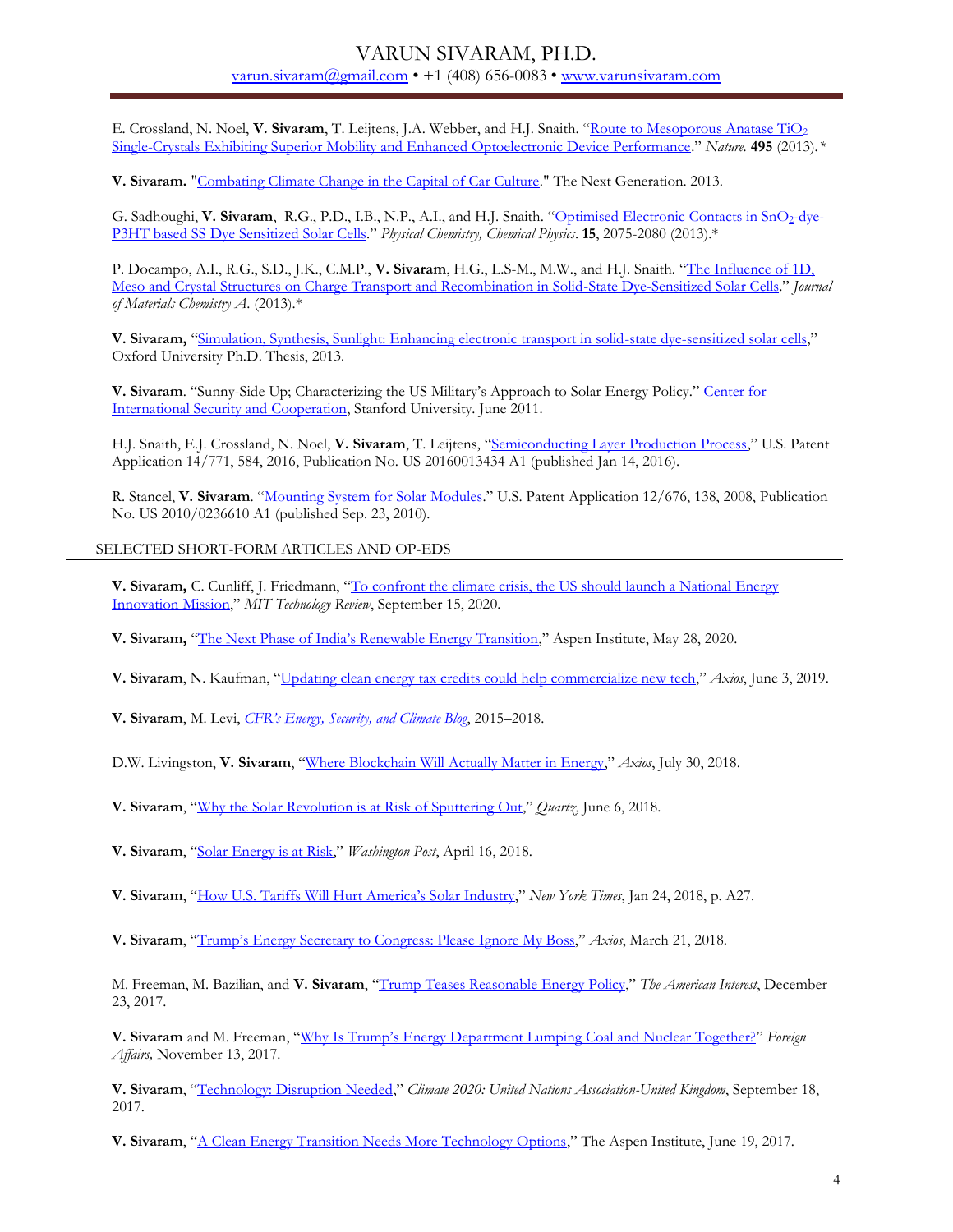E. Crossland, N. Noel, **V. Sivaram**, T. Leijtens, J.A. Webber, and H.J. Snaith. "Route to Mesoporous Anatase $TiO_2$ Single-Crystals Exhibiting Superior Mobility and Enhanced Optoelectronic Device Performance." *Nature*. **495** (2013).*

**V. Sivaram.** "Combating Climate Change in the Capital of Car Culture." The Next Generation. 2013.

G. Sadhoughi, **V. Sivaram**, R.G., P.D., I.B., N.P., A.I., and H.J. Snaith. "Optimised Electronic Contacts in $SnO_2$-dye-P3HT based SS Dye Sensitized Solar Cells." *Physical Chemistry, Chemical Physics*. **15**, 2075-2080 (2013).*

P. Docampo, A.I., R.G., S.D., J.K., C.M.P., **V. Sivaram**, H.G., L.S-M., M.W., and H.J. Snaith. "The Influence of 1D, Meso and Crystal Structures on Charge Transport and Recombination in Solid-State Dye-Sensitized Solar Cells." *Journal of Materials Chemistry A*. (2013).*

**V. Sivaram,** "Simulation, Synthesis, Sunlight: Enhancing electronic transport in solid-state dye-sensitized solar cells," Oxford University Ph.D. Thesis, 2013.

**V. Sivaram**. "Sunny-Side Up; Characterizing the US Military's Approach to Solar Energy Policy." Center for International Security and Cooperation, Stanford University. June 2011.

H.J. Snaith, E.J. Crossland, N. Noel, **V. Sivaram**, T. Leijtens, "Semiconducting Layer Production Process," U.S. Patent Application 14/771, 584, 2016, Publication No. US 20160013434 A1 (published Jan 14, 2016).

R. Stancel, **V. Sivaram**. "Mounting System for Solar Modules." U.S. Patent Application 12/676, 138, 2008, Publication No. US 2010/0236610 A1 (published Sep. 23, 2010).

## SELECTED SHORT-FORM ARTICLES AND OP-EDS

**V. Sivaram,** C. Cunliff, J. Friedmann, "To confront the climate crisis, the US should launch a National Energy Innovation Mission," *MIT Technology Review*, September 15, 2020.

**V. Sivaram,** "The Next Phase of India's Renewable Energy Transition," Aspen Institute, May 28, 2020.

**V. Sivaram**, N. Kaufman, "Updating clean energy tax credits could help commercialize new tech," *Axios*, June 3, 2019.

**V. Sivaram**, M. Levi, *CFR's Energy, Security, and Climate Blog*, 2015–2018.

D.W. Livingston, **V. Sivaram**, "Where Blockchain Will Actually Matter in Energy," *Axios*, July 30, 2018.

**V. Sivaram**, "Why the Solar Revolution is at Risk of Sputtering Out," *Quartz*, June 6, 2018.

**V. Sivaram**, "Solar Energy is at Risk," *Washington Post*, April 16, 2018.

**V. Sivaram**, "How U.S. Tariffs Will Hurt America's Solar Industry," *New York Times*, Jan 24, 2018, p. A27.

**V. Sivaram**, "Trump's Energy Secretary to Congress: Please Ignore My Boss," *Axios*, March 21, 2018.

M. Freeman, M. Bazilian, and **V. Sivaram**, "Trump Teases Reasonable Energy Policy," *The American Interest*, December 23, 2017.

**V. Sivaram** and M. Freeman, "Why Is Trump's Energy Department Lumping Coal and Nuclear Together?" *Foreign Affairs,* November 13, 2017.

**V. Sivaram**, "Technology: Disruption Needed," *Climate 2020: United Nations Association-United Kingdom*, September 18, 2017.

**V. Sivaram**, "A Clean Energy Transition Needs More Technology Options," The Aspen Institute, June 19, 2017.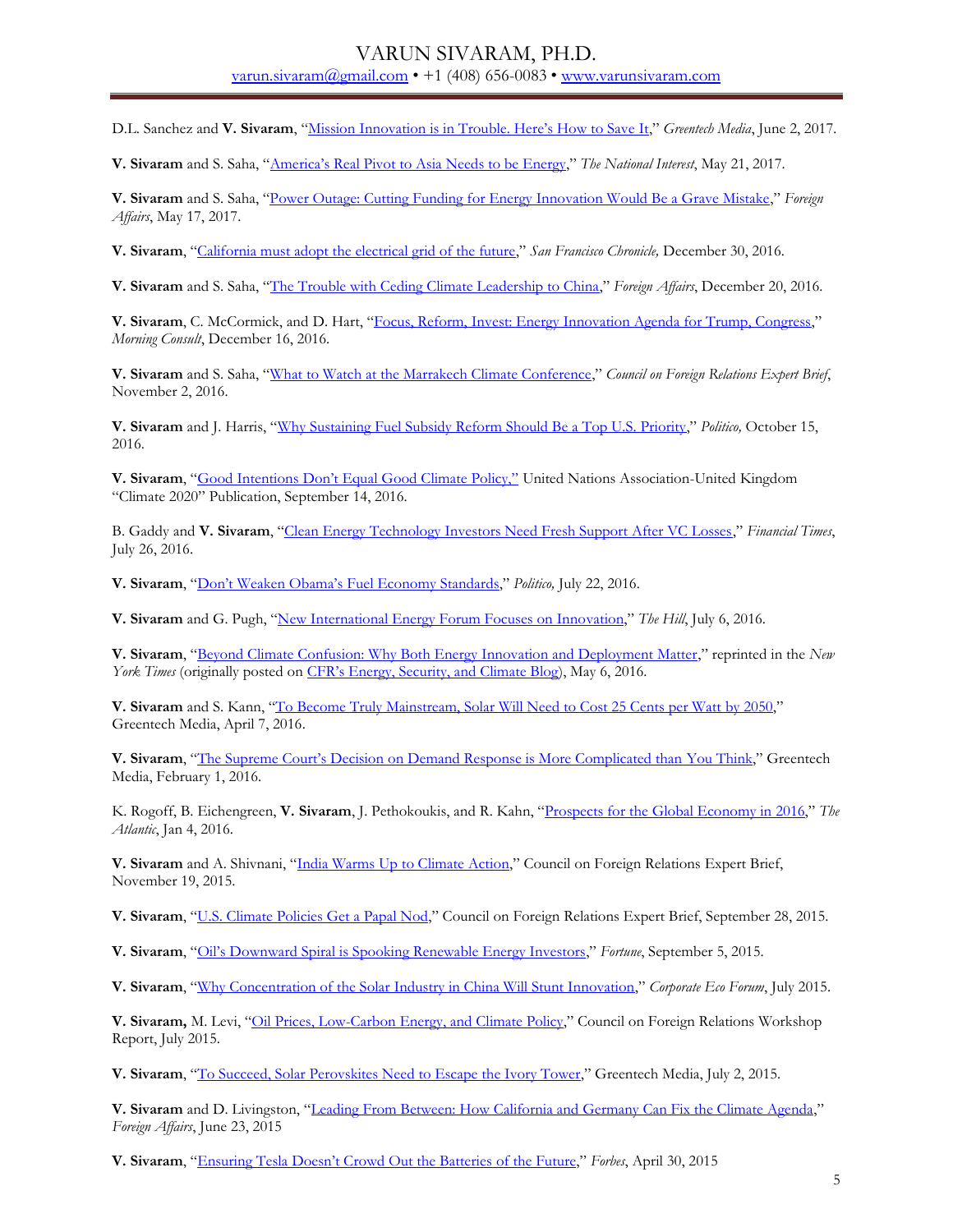D.L. Sanchez and **V. Sivaram**, "Mission Innovation is in Trouble. Here's How to Save It," *Greentech Media*, June 2, 2017.

**V. Sivaram** and S. Saha, "America's Real Pivot to Asia Needs to be Energy," *The National Interest*, May 21, 2017.

**V. Sivaram** and S. Saha, "Power Outage: Cutting Funding for Energy Innovation Would Be a Grave Mistake," *Foreign Affairs*, May 17, 2017.

**V. Sivaram**, "California must adopt the electrical grid of the future," *San Francisco Chronicle,* December 30, 2016.

**V. Sivaram** and S. Saha, "The Trouble with Ceding Climate Leadership to China," *Foreign Affairs*, December 20, 2016.

**V. Sivaram**, C. McCormick, and D. Hart, "Focus, Reform, Invest: Energy Innovation Agenda for Trump, Congress," *Morning Consult*, December 16, 2016.

**V. Sivaram** and S. Saha, "What to Watch at the Marrakech Climate Conference," *Council on Foreign Relations Expert Brief*, November 2, 2016.

**V. Sivaram** and J. Harris, "Why Sustaining Fuel Subsidy Reform Should Be a Top U.S. Priority," *Politico,* October 15, 2016.

**V. Sivaram**, "Good Intentions Don't Equal Good Climate Policy," United Nations Association-United Kingdom "Climate 2020" Publication, September 14, 2016.

B. Gaddy and **V. Sivaram**, "Clean Energy Technology Investors Need Fresh Support After VC Losses," *Financial Times*, July 26, 2016.

**V. Sivaram**, "Don't Weaken Obama's Fuel Economy Standards," *Politico,* July 22, 2016.

**V. Sivaram** and G. Pugh, "New International Energy Forum Focuses on Innovation," *The Hill*, July 6, 2016.

**V. Sivaram**, "Beyond Climate Confusion: Why Both Energy Innovation and Deployment Matter," reprinted in the *New York Times* (originally posted on CFR's Energy, Security, and Climate Blog), May 6, 2016.

**V. Sivaram** and S. Kann, "To Become Truly Mainstream, Solar Will Need to Cost 25 Cents per Watt by 2050," Greentech Media, April 7, 2016.

**V. Sivaram**, "The Supreme Court's Decision on Demand Response is More Complicated than You Think," Greentech Media, February 1, 2016.

K. Rogoff, B. Eichengreen, **V. Sivaram**, J. Pethokoukis, and R. Kahn, "Prospects for the Global Economy in 2016," *The Atlantic*, Jan 4, 2016.

**V. Sivaram** and A. Shivnani, "India Warms Up to Climate Action," Council on Foreign Relations Expert Brief, November 19, 2015.

**V. Sivaram**, "U.S. Climate Policies Get a Papal Nod," Council on Foreign Relations Expert Brief, September 28, 2015.

**V. Sivaram**, "Oil's Downward Spiral is Spooking Renewable Energy Investors," *Fortune*, September 5, 2015.

**V. Sivaram**, "Why Concentration of the Solar Industry in China Will Stunt Innovation," *Corporate Eco Forum*, July 2015.

**V. Sivaram,** M. Levi, "Oil Prices, Low-Carbon Energy, and Climate Policy," Council on Foreign Relations Workshop Report, July 2015.

**V. Sivaram**, "To Succeed, Solar Perovskites Need to Escape the Ivory Tower," Greentech Media, July 2, 2015.

**V. Sivaram** and D. Livingston, "Leading From Between: How California and Germany Can Fix the Climate Agenda," *Foreign Affairs*, June 23, 2015

**V. Sivaram**, "Ensuring Tesla Doesn't Crowd Out the Batteries of the Future," *Forbes*, April 30, 2015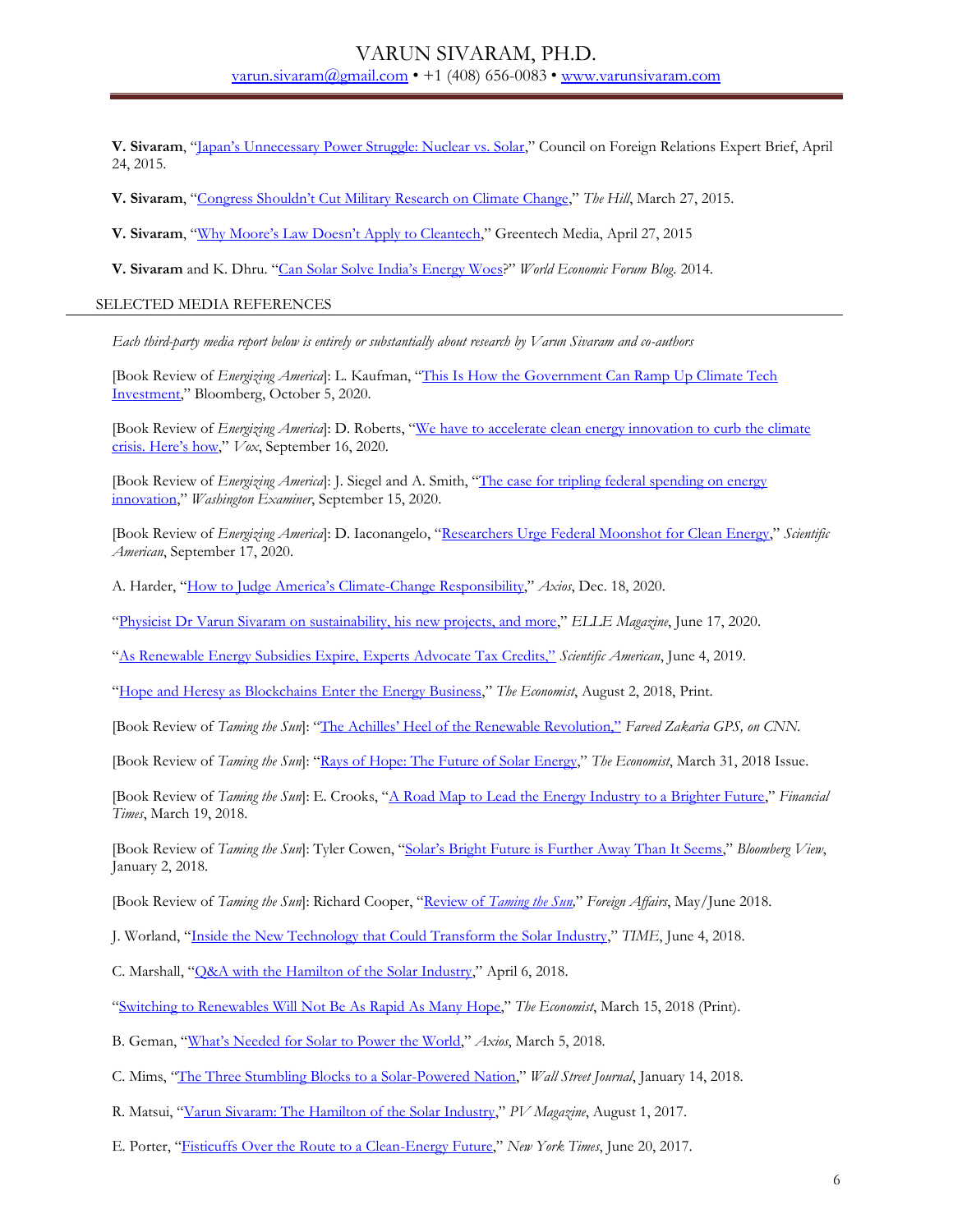**V. Sivaram**, "Japan's Unnecessary Power Struggle: Nuclear vs. Solar," Council on Foreign Relations Expert Brief, April 24, 2015.

**V. Sivaram**, "Congress Shouldn't Cut Military Research on Climate Change," *The Hill*, March 27, 2015.

**V. Sivaram**, "Why Moore's Law Doesn't Apply to Cleantech," Greentech Media, April 27, 2015

**V. Sivaram** and K. Dhru. "Can Solar Solve India's Energy Woes?" *World Economic Forum Blog*. 2014.

## SELECTED MEDIA REFERENCES

*Each third-party media report below is entirely or substantially about research by Varun Sivaram and co-authors*

[Book Review of *Energizing America*]: L. Kaufman, "This Is How the Government Can Ramp Up Climate Tech Investment," Bloomberg, October 5, 2020.

[Book Review of *Energizing America*]: D. Roberts, "We have to accelerate clean energy innovation to curb the climate crisis. Here's how," *Vox*, September 16, 2020.

[Book Review of *Energizing America*]: J. Siegel and A. Smith, "The case for tripling federal spending on energy innovation," *Washington Examiner*, September 15, 2020.

[Book Review of *Energizing America*]: D. Iaconangelo, "Researchers Urge Federal Moonshot for Clean Energy," *Scientific American*, September 17, 2020.

A. Harder, "How to Judge America's Climate-Change Responsibility," *Axios*, Dec. 18, 2020.

"Physicist Dr Varun Sivaram on sustainability, his new projects, and more," *ELLE Magazine*, June 17, 2020.

"As Renewable Energy Subsidies Expire, Experts Advocate Tax Credits," *Scientific American*, June 4, 2019.

"Hope and Heresy as Blockchains Enter the Energy Business," *The Economist*, August 2, 2018, Print.

[Book Review of *Taming the Sun*]: "The Achilles' Heel of the Renewable Revolution," *Fareed Zakaria GPS, on CNN.*

[Book Review of *Taming the Sun*]: "Rays of Hope: The Future of Solar Energy," *The Economist*, March 31, 2018 Issue.

[Book Review of *Taming the Sun*]: E. Crooks, "A Road Map to Lead the Energy Industry to a Brighter Future," *Financial Times*, March 19, 2018.

[Book Review of *Taming the Sun*]: Tyler Cowen, "Solar's Bright Future is Further Away Than It Seems," *Bloomberg View*, January 2, 2018.

[Book Review of *Taming the Sun*]: Richard Cooper, "Review of *Taming the Sun*," *Foreign Affairs*, May/June 2018.

J. Worland, "Inside the New Technology that Could Transform the Solar Industry," *TIME*, June 4, 2018.

C. Marshall, "Q&A with the Hamilton of the Solar Industry," April 6, 2018.

"Switching to Renewables Will Not Be As Rapid As Many Hope," *The Economist*, March 15, 2018 (Print).

B. Geman, "What's Needed for Solar to Power the World," *Axios*, March 5, 2018.

C. Mims, "The Three Stumbling Blocks to a Solar-Powered Nation," *Wall Street Journal*, January 14, 2018.

R. Matsui, "Varun Sivaram: The Hamilton of the Solar Industry," *PV Magazine*, August 1, 2017.

E. Porter, "Fisticuffs Over the Route to a Clean-Energy Future," *New York Times*, June 20, 2017.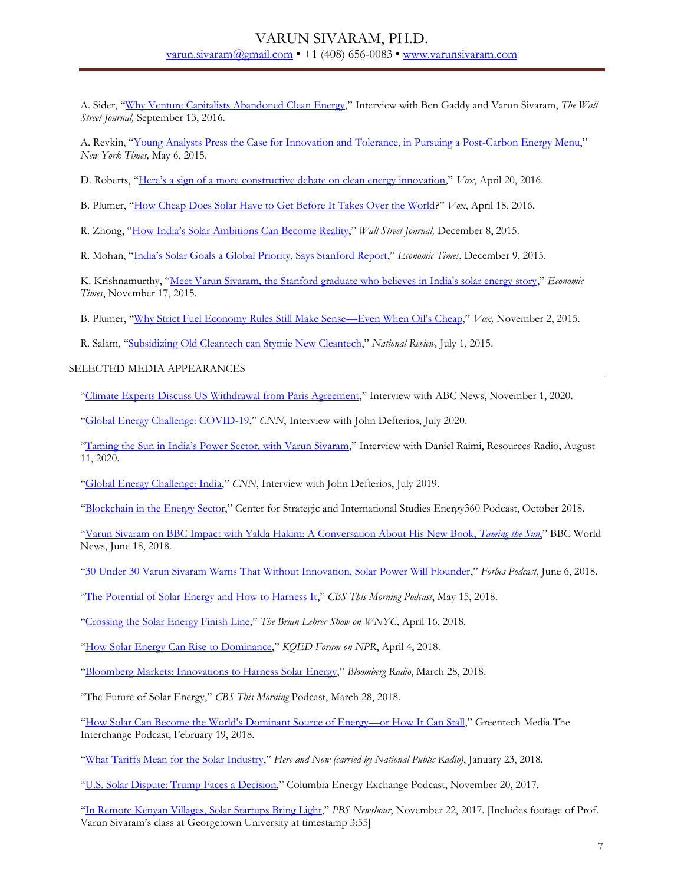A. Sider, "Why Venture Capitalists Abandoned Clean Energy," Interview with Ben Gaddy and Varun Sivaram, *The Wall Street Journal,* September 13, 2016.

A. Revkin, "Young Analysts Press the Case for Innovation and Tolerance, in Pursuing a Post-Carbon Energy Menu," *New York Times,* May 6, 2015.

D. Roberts, "Here's a sign of a more constructive debate on clean energy innovation," *Vox*, April 20, 2016.

B. Plumer, "How Cheap Does Solar Have to Get Before It Takes Over the World?" *Vox*, April 18, 2016.

R. Zhong, "How India's Solar Ambitions Can Become Reality," *Wall Street Journal,* December 8, 2015.

R. Mohan, "India's Solar Goals a Global Priority, Says Stanford Report," *Economic Times*, December 9, 2015.

K. Krishnamurthy, "Meet Varun Sivaram, the Stanford graduate who believes in India's solar energy story," *Economic Times*, November 17, 2015.

B. Plumer, "Why Strict Fuel Economy Rules Still Make Sense—Even When Oil's Cheap," *Vox,* November 2, 2015.

R. Salam, "Subsidizing Old Cleantech can Stymie New Cleantech," *National Review,* July 1, 2015.

## SELECTED MEDIA APPEARANCES

"Climate Experts Discuss US Withdrawal from Paris Agreement," Interview with ABC News, November 1, 2020.

"Global Energy Challenge: COVID-19," *CNN*, Interview with John Defterios, July 2020.

"Taming the Sun in India's Power Sector, with Varun Sivaram," Interview with Daniel Raimi, Resources Radio, August 11, 2020.

"Global Energy Challenge: India," *CNN*, Interview with John Defterios, July 2019.

"Blockchain in the Energy Sector," Center for Strategic and International Studies Energy360 Podcast, October 2018.

"Varun Sivaram on BBC Impact with Yalda Hakim: A Conversation About His New Book, *Taming the Sun*," BBC World News, June 18, 2018.

"30 Under 30 Varun Sivaram Warns That Without Innovation, Solar Power Will Flounder," *Forbes Podcast*, June 6, 2018.

"The Potential of Solar Energy and How to Harness It," *CBS This Morning Podcast*, May 15, 2018.

"Crossing the Solar Energy Finish Line," *The Brian Lehrer Show on WNYC*, April 16, 2018.

"How Solar Energy Can Rise to Dominance," *KQED Forum on NPR*, April 4, 2018.

"Bloomberg Markets: Innovations to Harness Solar Energy," *Bloomberg Radio*, March 28, 2018.

"The Future of Solar Energy," *CBS This Morning* Podcast, March 28, 2018.

"How Solar Can Become the World's Dominant Source of Energy—or How It Can Stall," Greentech Media The Interchange Podcast, February 19, 2018.

"What Tariffs Mean for the Solar Industry," *Here and Now (carried by National Public Radio)*, January 23, 2018.

"U.S. Solar Dispute: Trump Faces a Decision," Columbia Energy Exchange Podcast, November 20, 2017.

"In Remote Kenyan Villages, Solar Startups Bring Light," *PBS Newshour*, November 22, 2017. [Includes footage of Prof. Varun Sivaram's class at Georgetown University at timestamp 3:55]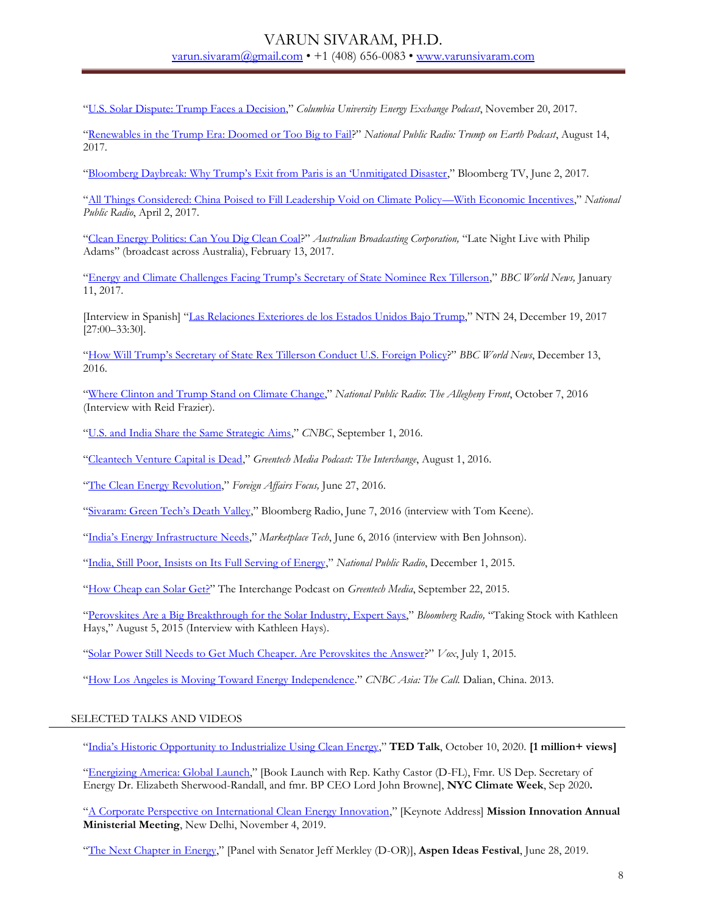"U.S. Solar Dispute: Trump Faces a Decision," *Columbia University Energy Exchange Podcast*, November 20, 2017.

"Renewables in the Trump Era: Doomed or Too Big to Fail?" *National Public Radio: Trump on Earth Podcast*, August 14, 2017.

"Bloomberg Daybreak: Why Trump's Exit from Paris is an 'Unmitigated Disaster," Bloomberg TV, June 2, 2017.

"All Things Considered: China Poised to Fill Leadership Void on Climate Policy—With Economic Incentives," *National Public Radio*, April 2, 2017.

"Clean Energy Politics: Can You Dig Clean Coal?" *Australian Broadcasting Corporation,* "Late Night Live with Philip Adams" (broadcast across Australia), February 13, 2017.

"Energy and Climate Challenges Facing Trump's Secretary of State Nominee Rex Tillerson," *BBC World News,* January 11, 2017.

[Interview in Spanish] "Las Relaciones Exteriores de los Estados Unidos Bajo Trump," NTN 24, December 19, 2017 [27:00–33:30].

"How Will Trump's Secretary of State Rex Tillerson Conduct U.S. Foreign Policy?" *BBC World News*, December 13, 2016.

"Where Clinton and Trump Stand on Climate Change," *National Public Radio*: *The Allegheny Front*, October 7, 2016 (Interview with Reid Frazier).

"U.S. and India Share the Same Strategic Aims," *CNBC*, September 1, 2016.

"Cleantech Venture Capital is Dead," *Greentech Media Podcast: The Interchange*, August 1, 2016.

"The Clean Energy Revolution," *Foreign Affairs Focus,* June 27, 2016.

"Sivaram: Green Tech's Death Valley," Bloomberg Radio, June 7, 2016 (interview with Tom Keene).

"India's Energy Infrastructure Needs," *Marketplace Tech*, June 6, 2016 (interview with Ben Johnson).

"India, Still Poor, Insists on Its Full Serving of Energy," *National Public Radio*, December 1, 2015.

"How Cheap can Solar Get?" The Interchange Podcast on *Greentech Media*, September 22, 2015.

"Perovskites Are a Big Breakthrough for the Solar Industry, Expert Says," *Bloomberg Radio,* "Taking Stock with Kathleen Hays," August 5, 2015 (Interview with Kathleen Hays).

"Solar Power Still Needs to Get Much Cheaper. Are Perovskites the Answer?" *Vox*, July 1, 2015.

"How Los Angeles is Moving Toward Energy Independence." *CNBC Asia: The Call.* Dalian, China. 2013.

## SELECTED TALKS AND VIDEOS

"India's Historic Opportunity to Industrialize Using Clean Energy," **TED Talk**, October 10, 2020. **[1 million+ views]**

"Energizing America: Global Launch," [Book Launch with Rep. Kathy Castor (D-FL), Fmr. US Dep. Secretary of Energy Dr. Elizabeth Sherwood-Randall, and fmr. BP CEO Lord John Browne], **NYC Climate Week**, Sep 2020**.**

"A Corporate Perspective on International Clean Energy Innovation," [Keynote Address] **Mission Innovation Annual Ministerial Meeting**, New Delhi, November 4, 2019.

"The Next Chapter in Energy," [Panel with Senator Jeff Merkley (D-OR)], **Aspen Ideas Festival**, June 28, 2019.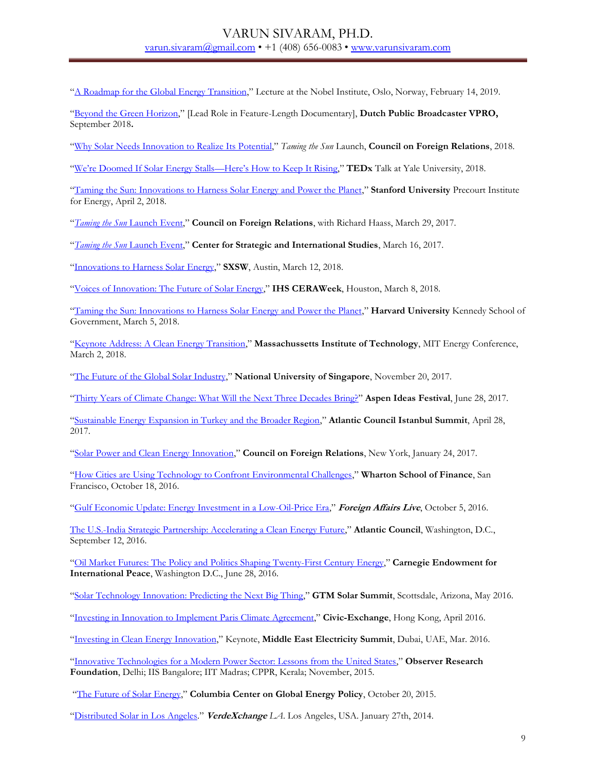"A Roadmap for the Global Energy Transition," Lecture at the Nobel Institute, Oslo, Norway, February 14, 2019.

"Beyond the Green Horizon," [Lead Role in Feature-Length Documentary], **Dutch Public Broadcaster VPRO,** September 2018**.**

"Why Solar Needs Innovation to Realize Its Potential," *Taming the Sun* Launch, **Council on Foreign Relations**, 2018.

"We're Doomed If Solar Energy Stalls—Here's How to Keep It Rising," **TEDx** Talk at Yale University, 2018.

"Taming the Sun: Innovations to Harness Solar Energy and Power the Planet," **Stanford University** Precourt Institute for Energy, April 2, 2018.

"*Taming the Sun* Launch Event," **Council on Foreign Relations**, with Richard Haass, March 29, 2017.

"*Taming the Sun* Launch Event," **Center for Strategic and International Studies**, March 16, 2017.

"Innovations to Harness Solar Energy," **SXSW**, Austin, March 12, 2018.

"Voices of Innovation: The Future of Solar Energy," **IHS CERAWeek**, Houston, March 8, 2018.

"Taming the Sun: Innovations to Harness Solar Energy and Power the Planet," **Harvard University** Kennedy School of Government, March 5, 2018.

"Keynote Address: A Clean Energy Transition," **Massachussetts Institute of Technology**, MIT Energy Conference, March 2, 2018.

"The Future of the Global Solar Industry," **National University of Singapore**, November 20, 2017.

"Thirty Years of Climate Change: What Will the Next Three Decades Bring?" **Aspen Ideas Festival**, June 28, 2017.

"Sustainable Energy Expansion in Turkey and the Broader Region," **Atlantic Council Istanbul Summit**, April 28, 2017.

"Solar Power and Clean Energy Innovation," **Council on Foreign Relations**, New York, January 24, 2017.

"How Cities are Using Technology to Confront Environmental Challenges," **Wharton School of Finance**, San Francisco, October 18, 2016.

"Gulf Economic Update: Energy Investment in a Low-Oil-Price Era," ***Foreign Affairs Live***, October 5, 2016.

The U.S.-India Strategic Partnership: Accelerating a Clean Energy Future," **Atlantic Council**, Washington, D.C., September 12, 2016.

"Oil Market Futures: The Policy and Politics Shaping Twenty-First Century Energy," **Carnegie Endowment for International Peace**, Washington D.C., June 28, 2016.

"Solar Technology Innovation: Predicting the Next Big Thing," **GTM Solar Summit**, Scottsdale, Arizona, May 2016.

"Investing in Innovation to Implement Paris Climate Agreement," **Civic-Exchange**, Hong Kong, April 2016.

"Investing in Clean Energy Innovation," Keynote, **Middle East Electricity Summit**, Dubai, UAE, Mar. 2016.

"Innovative Technologies for a Modern Power Sector: Lessons from the United States," **Observer Research Foundation**, Delhi; IIS Bangalore; IIT Madras; CPPR, Kerala; November, 2015.

"The Future of Solar Energy," **Columbia Center on Global Energy Policy**, October 20, 2015.

"Distributed Solar in Los Angeles." ***VerdeXchange*** *LA*. Los Angeles, USA. January 27th, 2014.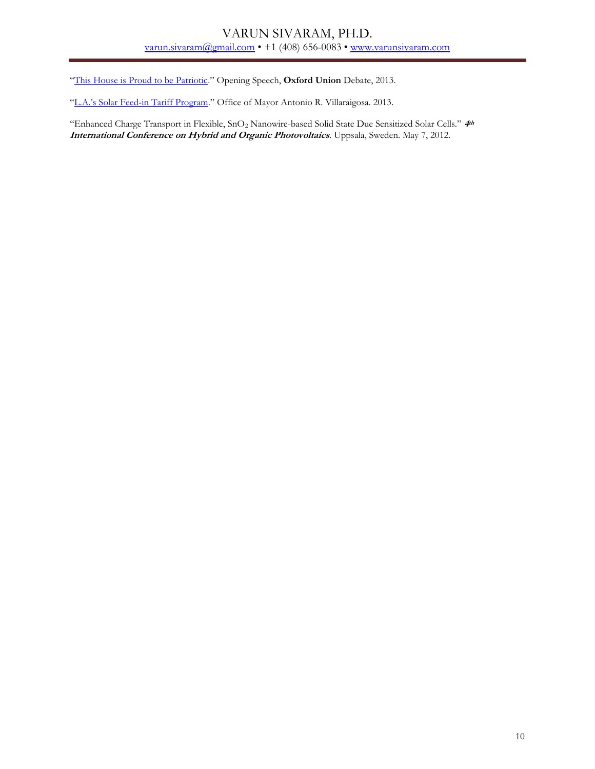"[This House is Proud to be Patriotic]." Opening Speech, **Oxford Union** Debate, 2013.

"[L.A.'s Solar Feed-in Tariff Program]." Office of Mayor Antonio R. Villaraigosa. 2013.

"Enhanced Charge Transport in Flexible, $SnO_2$ Nanowire-based Solid State Due Sensitized Solar Cells." ***4th International Conference on Hybrid and Organic Photovoltaics***. Uppsala, Sweden. May 7, 2012.